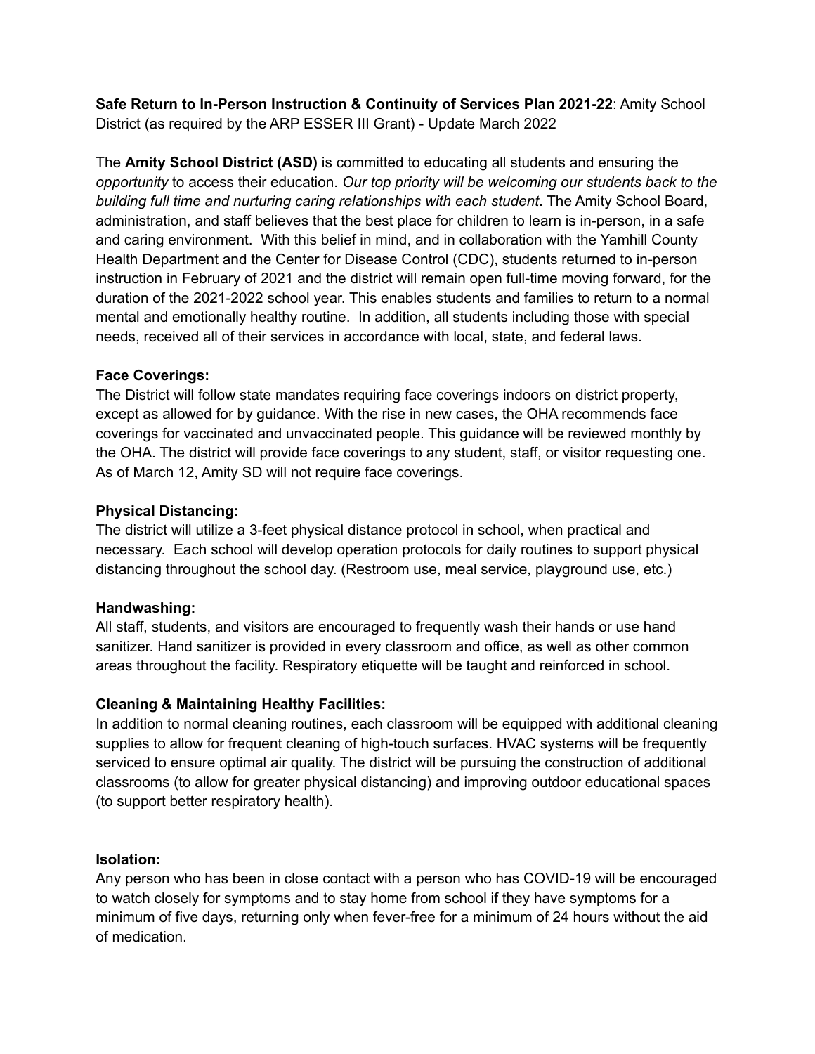**Safe Return to In-Person Instruction & Continuity of Services Plan 2021-22**: Amity School District (as required by the ARP ESSER III Grant) - Update March 2022

The **Amity School District (ASD)** is committed to educating all students and ensuring the *opportunity* to access their education. *Our top priority will be welcoming our students back to the building full time and nurturing caring relationships with each student*. The Amity School Board, administration, and staff believes that the best place for children to learn is in-person, in a safe and caring environment. With this belief in mind, and in collaboration with the Yamhill County Health Department and the Center for Disease Control (CDC), students returned to in-person instruction in February of 2021 and the district will remain open full-time moving forward, for the duration of the 2021-2022 school year. This enables students and families to return to a normal mental and emotionally healthy routine. In addition, all students including those with special needs, received all of their services in accordance with local, state, and federal laws.

**Face Coverings:**
The District will follow state mandates requiring face coverings indoors on district property, except as allowed for by guidance. With the rise in new cases, the OHA recommends face coverings for vaccinated and unvaccinated people. This guidance will be reviewed monthly by the OHA. The district will provide face coverings to any student, staff, or visitor requesting one. As of March 12, Amity SD will not require face coverings.

**Physical Distancing:**
The district will utilize a 3-feet physical distance protocol in school, when practical and necessary. Each school will develop operation protocols for daily routines to support physical distancing throughout the school day. (Restroom use, meal service, playground use, etc.)

**Handwashing:**
All staff, students, and visitors are encouraged to frequently wash their hands or use hand sanitizer. Hand sanitizer is provided in every classroom and office, as well as other common areas throughout the facility. Respiratory etiquette will be taught and reinforced in school.

**Cleaning & Maintaining Healthy Facilities:**
In addition to normal cleaning routines, each classroom will be equipped with additional cleaning supplies to allow for frequent cleaning of high-touch surfaces. HVAC systems will be frequently serviced to ensure optimal air quality. The district will be pursuing the construction of additional classrooms (to allow for greater physical distancing) and improving outdoor educational spaces (to support better respiratory health).

**Isolation:**
Any person who has been in close contact with a person who has COVID-19 will be encouraged to watch closely for symptoms and to stay home from school if they have symptoms for a minimum of five days, returning only when fever-free for a minimum of 24 hours without the aid of medication.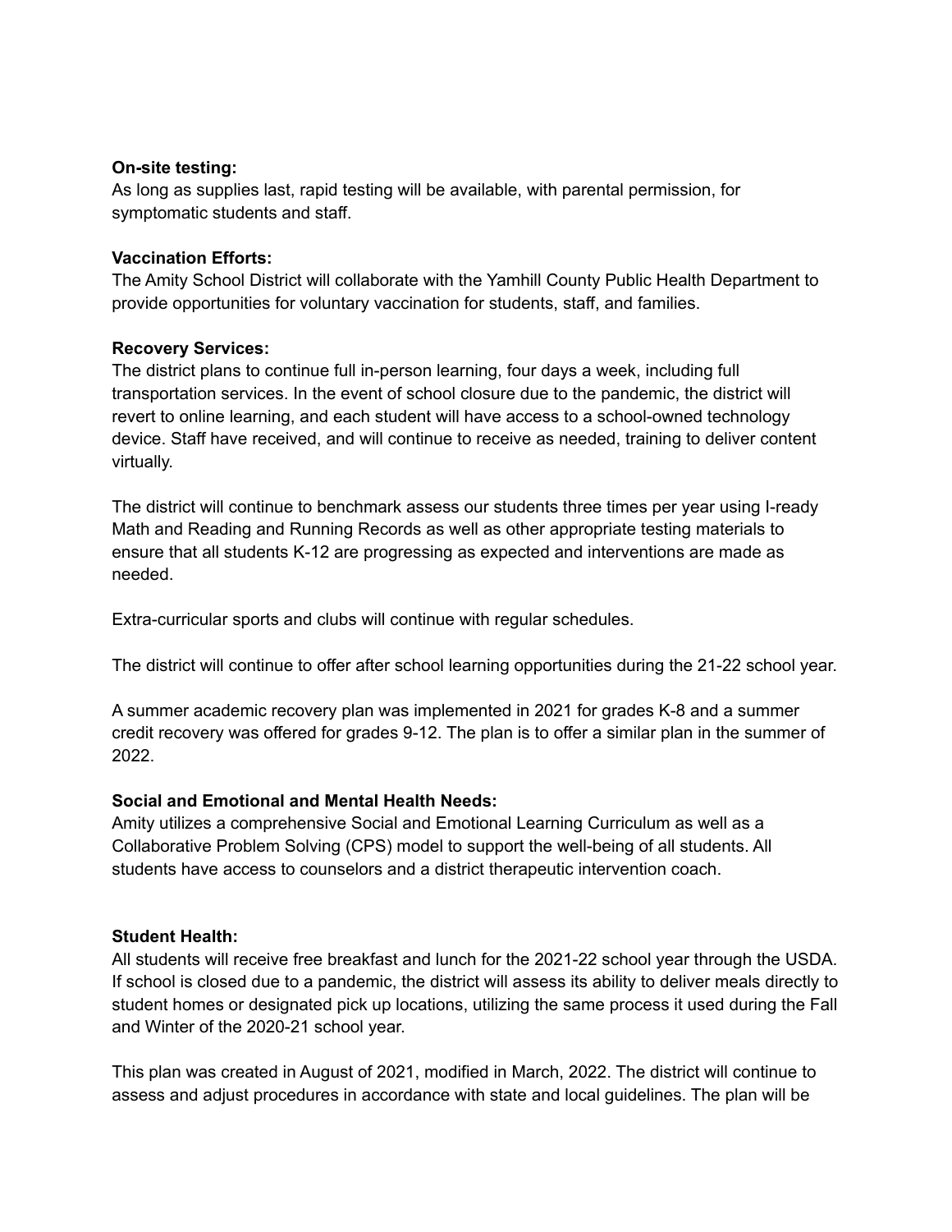**On-site testing:**
As long as supplies last, rapid testing will be available, with parental permission, for symptomatic students and staff.

**Vaccination Efforts:**
The Amity School District will collaborate with the Yamhill County Public Health Department to provide opportunities for voluntary vaccination for students, staff, and families.

**Recovery Services:**
The district plans to continue full in-person learning, four days a week, including full transportation services. In the event of school closure due to the pandemic, the district will revert to online learning, and each student will have access to a school-owned technology device. Staff have received, and will continue to receive as needed, training to deliver content virtually.

The district will continue to benchmark assess our students three times per year using I-ready Math and Reading and Running Records as well as other appropriate testing materials to ensure that all students K-12 are progressing as expected and interventions are made as needed.

Extra-curricular sports and clubs will continue with regular schedules.

The district will continue to offer after school learning opportunities during the 21-22 school year.

A summer academic recovery plan was implemented in 2021 for grades K-8 and a summer credit recovery was offered for grades 9-12. The plan is to offer a similar plan in the summer of 2022.

**Social and Emotional and Mental Health Needs:**
Amity utilizes a comprehensive Social and Emotional Learning Curriculum as well as a Collaborative Problem Solving (CPS) model to support the well-being of all students. All students have access to counselors and a district therapeutic intervention coach.

**Student Health:**
All students will receive free breakfast and lunch for the 2021-22 school year through the USDA. If school is closed due to a pandemic, the district will assess its ability to deliver meals directly to student homes or designated pick up locations, utilizing the same process it used during the Fall and Winter of the 2020-21 school year.

This plan was created in August of 2021, modified in March, 2022. The district will continue to assess and adjust procedures in accordance with state and local guidelines. The plan will be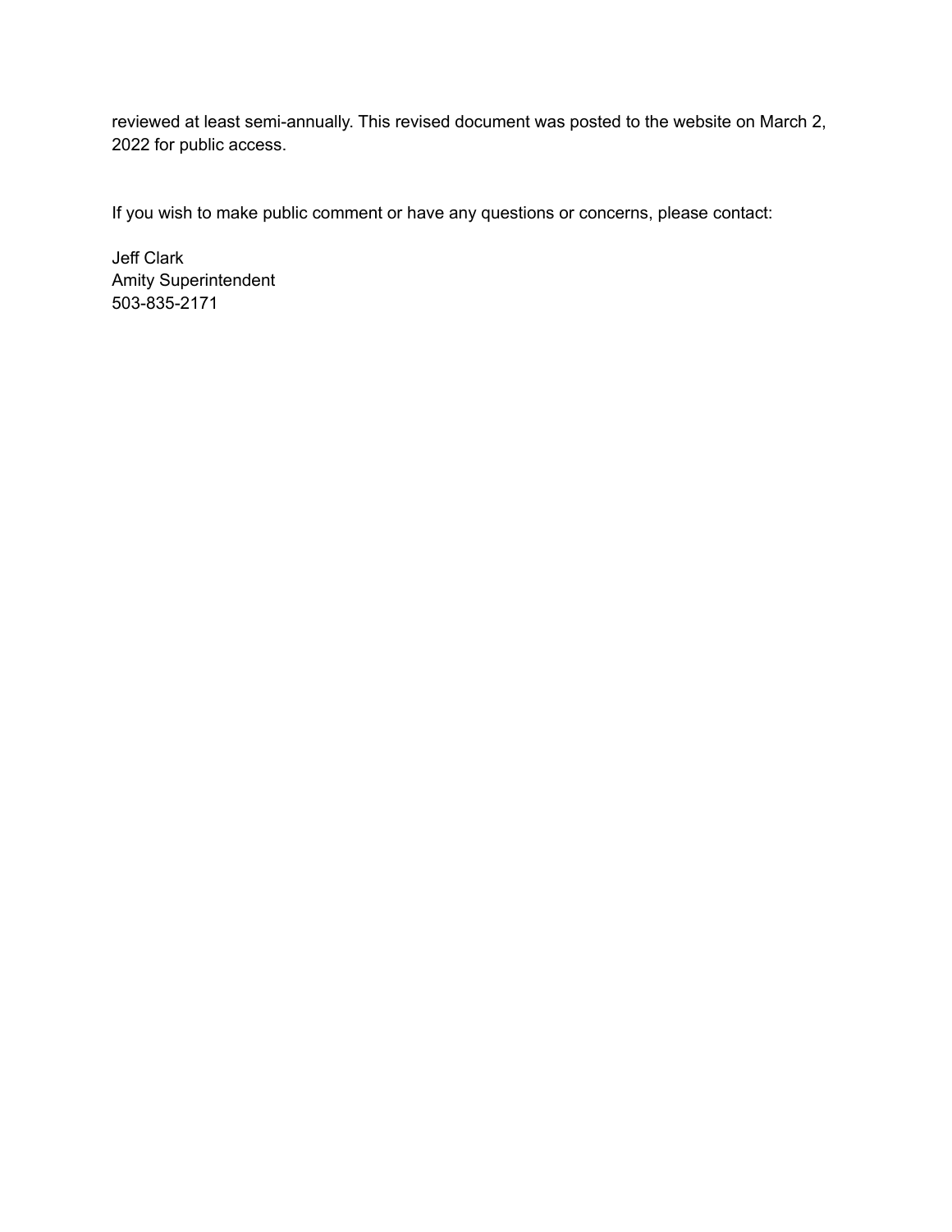reviewed at least semi-annually. This revised document was posted to the website on March 2, 2022 for public access.

If you wish to make public comment or have any questions or concerns, please contact:

Jeff Clark  
Amity Superintendent  
503-835-2171